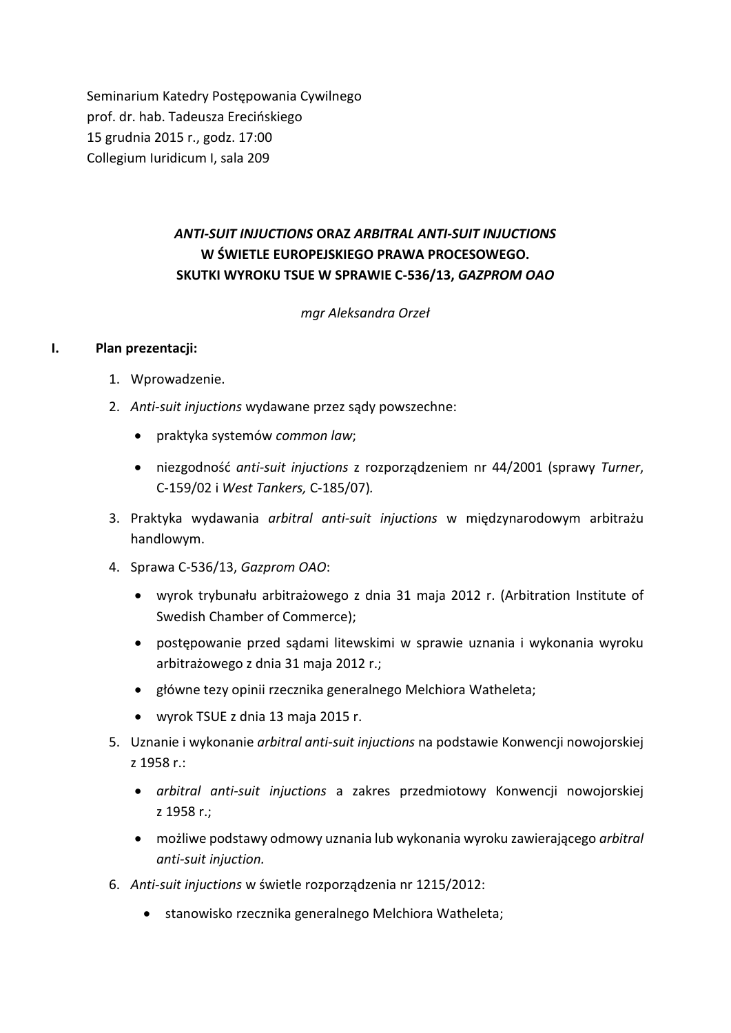Seminarium Katedry Postępowania Cywilnego
prof. dr. hab. Tadeusza Erecińskiego
15 grudnia 2015 r., godz. 17:00
Collegium Iuridicum I, sala 209

# *ANTI-SUIT INJUCTIONS* ORAZ *ARBITRAL ANTI-SUIT INJUCTIONS* W ŚWIETLE EUROPEJSKIEGO PRAWA PROCESOWEGO. SKUTKI WYROKU TSUE W SPRAWIE C-536/13, *GAZPROM OAO*

*mgr Aleksandra Orzeł*

## I. Plan prezentacji:

1. Wprowadzenie.
2. *Anti-suit injuctions* wydawane przez sądy powszechne:
   - praktyka systemów *common law*;
   - niezgodność *anti-suit injuctions* z rozporządzeniem nr 44/2001 (sprawy *Turner*, C-159/02 i *West Tankers,* C-185/07)*.*
3. Praktyka wydawania *arbitral anti-suit injuctions* w międzynarodowym arbitrażu handlowym.
4. Sprawa C-536/13, *Gazprom OAO*:
   - wyrok trybunału arbitrażowego z dnia 31 maja 2012 r. (Arbitration Institute of Swedish Chamber of Commerce);
   - postępowanie przed sądami litewskimi w sprawie uznania i wykonania wyroku arbitrażowego z dnia 31 maja 2012 r.;
   - główne tezy opinii rzecznika generalnego Melchiora Watheleta;
   - wyrok TSUE z dnia 13 maja 2015 r.
5. Uznanie i wykonanie *arbitral anti-suit injuctions* na podstawie Konwencji nowojorskiej z 1958 r.:
   - *arbitral anti-suit injuctions* a zakres przedmiotowy Konwencji nowojorskiej z 1958 r.;
   - możliwe podstawy odmowy uznania lub wykonania wyroku zawierającego *arbitral anti-suit injuction.*
6. *Anti-suit injuctions* w świetle rozporządzenia nr 1215/2012:
   - stanowisko rzecznika generalnego Melchiora Watheleta;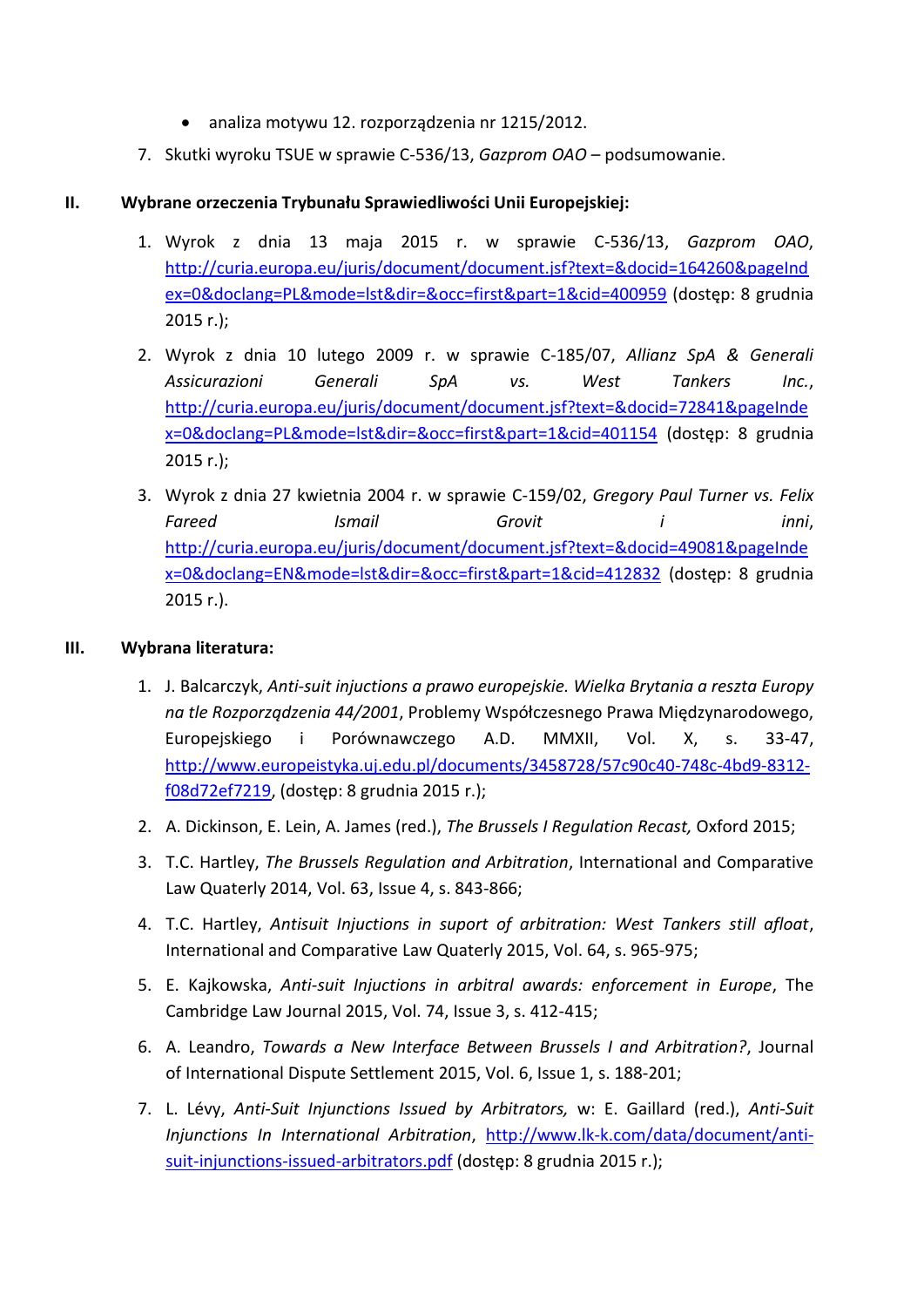- analiza motywu 12. rozporządzenia nr 1215/2012.

7. Skutki wyroku TSUE w sprawie C-536/13, *Gazprom OAO* – podsumowanie.

## II. Wybrane orzeczenia Trybunału Sprawiedliwości Unii Europejskiej:

1. Wyrok z dnia 13 maja 2015 r. w sprawie C-536/13, *Gazprom OAO*, http://curia.europa.eu/juris/document/document.jsf?text=&docid=164260&pageIndex=0&doclang=PL&mode=lst&dir=&occ=first&part=1&cid=400959 (dostęp: 8 grudnia 2015 r.);

2. Wyrok z dnia 10 lutego 2009 r. w sprawie C-185/07, *Allianz SpA & Generali Assicurazioni Generali SpA vs. West Tankers Inc.*, http://curia.europa.eu/juris/document/document.jsf?text=&docid=72841&pageIndex=0&doclang=PL&mode=lst&dir=&occ=first&part=1&cid=401154 (dostęp: 8 grudnia 2015 r.);

3. Wyrok z dnia 27 kwietnia 2004 r. w sprawie C-159/02, *Gregory Paul Turner vs. Felix Fareed Ismail Grovit i inni*, http://curia.europa.eu/juris/document/document.jsf?text=&docid=49081&pageIndex=0&doclang=EN&mode=lst&dir=&occ=first&part=1&cid=412832 (dostęp: 8 grudnia 2015 r.).

## III. Wybrana literatura:

1. J. Balcarczyk, *Anti-suit injuctions a prawo europejskie. Wielka Brytania a reszta Europy na tle Rozporządzenia 44/2001*, Problemy Współczesnego Prawa Międzynarodowego, Europejskiego i Porównawczego A.D. MMXII, Vol. X, s. 33-47, http://www.europeistyka.uj.edu.pl/documents/3458728/57c90c40-748c-4bd9-8312-f08d72ef7219, (dostęp: 8 grudnia 2015 r.);

2. A. Dickinson, E. Lein, A. James (red.), *The Brussels I Regulation Recast,* Oxford 2015;

3. T.C. Hartley, *The Brussels Regulation and Arbitration*, International and Comparative Law Quaterly 2014, Vol. 63, Issue 4, s. 843-866;

4. T.C. Hartley, *Antisuit Injuctions in suport of arbitration: West Tankers still afloat*, International and Comparative Law Quaterly 2015, Vol. 64, s. 965-975;

5. E. Kajkowska, *Anti-suit Injuctions in arbitral awards: enforcement in Europe*, The Cambridge Law Journal 2015, Vol. 74, Issue 3, s. 412-415;

6. A. Leandro, *Towards a New Interface Between Brussels I and Arbitration?*, Journal of International Dispute Settlement 2015, Vol. 6, Issue 1, s. 188-201;

7. L. Lévy, *Anti-Suit Injunctions Issued by Arbitrators,* w: E. Gaillard (red.), *Anti-Suit Injunctions In International Arbitration*, http://www.lk-k.com/data/document/anti-suit-injunctions-issued-arbitrators.pdf (dostęp: 8 grudnia 2015 r.);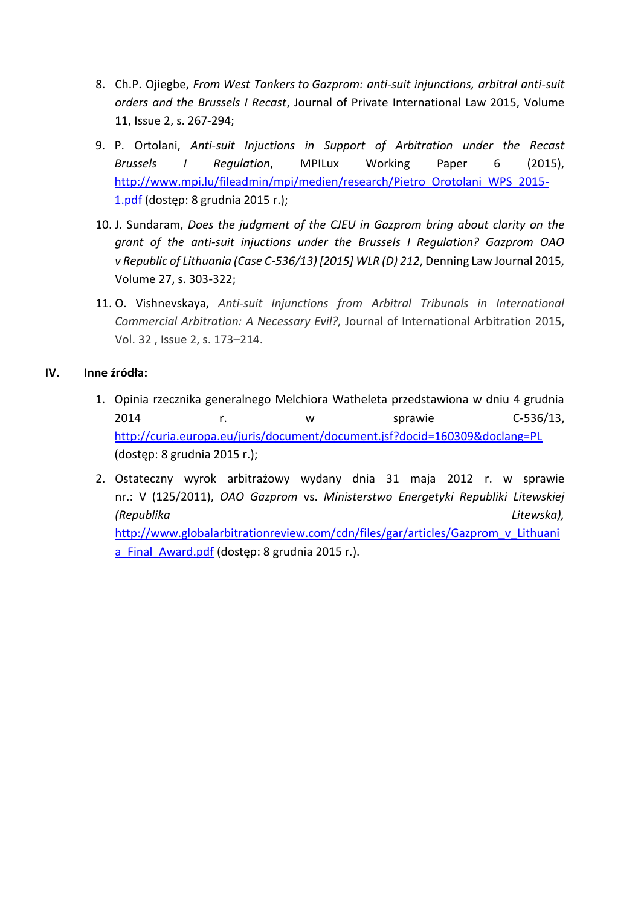8. Ch.P. Ojiegbe, *From West Tankers to Gazprom: anti-suit injunctions, arbitral anti-suit orders and the Brussels I Recast*, Journal of Private International Law 2015, Volume 11, Issue 2, s. 267-294;

9. P. Ortolani, *Anti-suit Injuctions in Support of Arbitration under the Recast Brussels I Regulation*, MPILux Working Paper 6 (2015), http://www.mpi.lu/fileadmin/mpi/medien/research/Pietro_Orotolani_WPS_2015-1.pdf (dostęp: 8 grudnia 2015 r.);

10. J. Sundaram, *Does the judgment of the CJEU in Gazprom bring about clarity on the grant of the anti-suit injuctions under the Brussels I Regulation? Gazprom OAO v Republic of Lithuania (Case C-536/13) [2015] WLR (D) 212*, Denning Law Journal 2015, Volume 27, s. 303-322;

11. O. Vishnevskaya, *Anti-suit Injunctions from Arbitral Tribunals in International Commercial Arbitration: A Necessary Evil?,* Journal of International Arbitration 2015, Vol. 32 , Issue 2, s. 173–214.

## IV. Inne źródła:

1. Opinia rzecznika generalnego Melchiora Watheleta przedstawiona w dniu 4 grudnia 2014 r. w sprawie C-536/13, http://curia.europa.eu/juris/document/document.jsf?docid=160309&doclang=PL (dostęp: 8 grudnia 2015 r.);

2. Ostateczny wyrok arbitrażowy wydany dnia 31 maja 2012 r. w sprawie nr.: V (125/2011), *OAO Gazprom* vs. *Ministerstwo Energetyki Republiki Litewskiej (Republika Litewska),* http://www.globalarbitrationreview.com/cdn/files/gar/articles/Gazprom_v_Lithuania_Final_Award.pdf (dostęp: 8 grudnia 2015 r.).